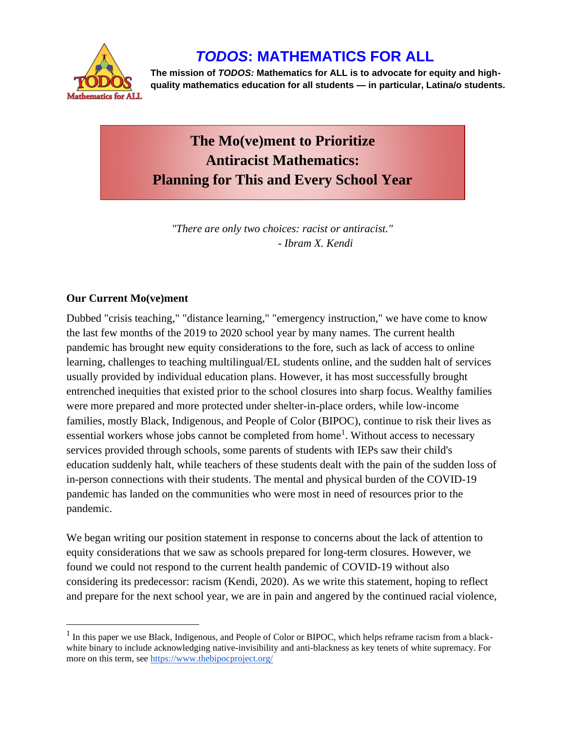# *TODOS*: MATHEMATICS FOR ALL

**The mission of *TODOS:* Mathematics for ALL is to advocate for equity and high-quality mathematics education for all students — in particular, Latina/o students.**

## The Mo(ve)ment to Prioritize Antiracist Mathematics: Planning for This and Every School Year

*"There are only two choices: racist or antiracist."*
*- Ibram X. Kendi*

### Our Current Mo(ve)ment

Dubbed "crisis teaching," "distance learning," "emergency instruction," we have come to know the last few months of the 2019 to 2020 school year by many names. The current health pandemic has brought new equity considerations to the fore, such as lack of access to online learning, challenges to teaching multilingual/EL students online, and the sudden halt of services usually provided by individual education plans. However, it has most successfully brought entrenched inequities that existed prior to the school closures into sharp focus. Wealthy families were more prepared and more protected under shelter-in-place orders, while low-income families, mostly Black, Indigenous, and People of Color (BIPOC), continue to risk their lives as essential workers whose jobs cannot be completed from home[1]. Without access to necessary services provided through schools, some parents of students with IEPs saw their child's education suddenly halt, while teachers of these students dealt with the pain of the sudden loss of in-person connections with their students. The mental and physical burden of the COVID-19 pandemic has landed on the communities who were most in need of resources prior to the pandemic.

We began writing our position statement in response to concerns about the lack of attention to equity considerations that we saw as schools prepared for long-term closures. However, we found we could not respond to the current health pandemic of COVID-19 without also considering its predecessor: racism (Kendi, 2020). As we write this statement, hoping to reflect and prepare for the next school year, we are in pain and angered by the continued racial violence,

[1] In this paper we use Black, Indigenous, and People of Color or BIPOC, which helps reframe racism from a black-white binary to include acknowledging native-invisibility and anti-blackness as key tenets of white supremacy. For more on this term, see https://www.thebipocproject.org/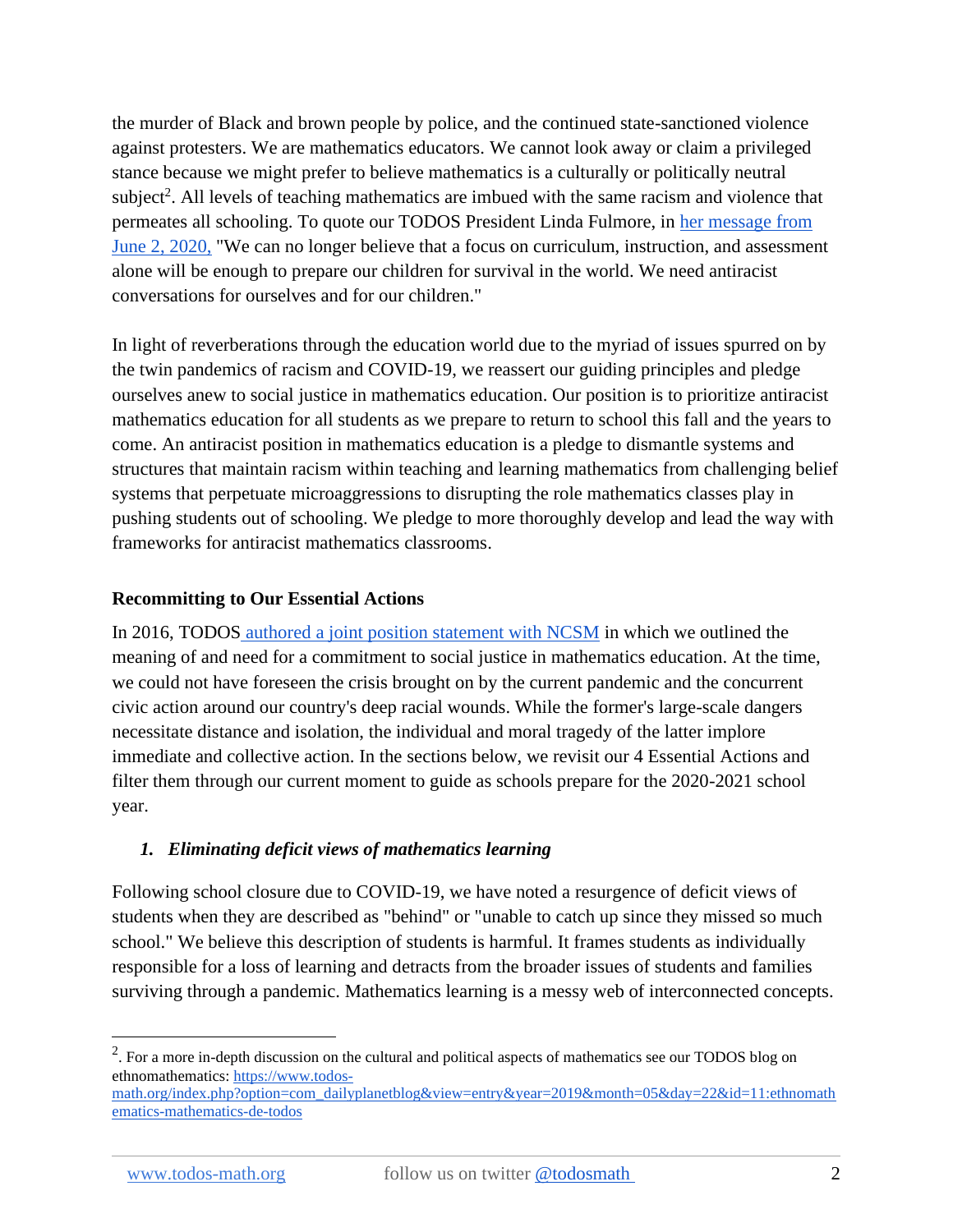the murder of Black and brown people by police, and the continued state-sanctioned violence against protesters. We are mathematics educators. We cannot look away or claim a privileged stance because we might prefer to believe mathematics is a culturally or politically neutral subject[2]. All levels of teaching mathematics are imbued with the same racism and violence that permeates all schooling. To quote our TODOS President Linda Fulmore, in [her message from June 2, 2020,](#) "We can no longer believe that a focus on curriculum, instruction, and assessment alone will be enough to prepare our children for survival in the world. We need antiracist conversations for ourselves and for our children."

In light of reverberations through the education world due to the myriad of issues spurred on by the twin pandemics of racism and COVID-19, we reassert our guiding principles and pledge ourselves anew to social justice in mathematics education. Our position is to prioritize antiracist mathematics education for all students as we prepare to return to school this fall and the years to come. An antiracist position in mathematics education is a pledge to dismantle systems and structures that maintain racism within teaching and learning mathematics from challenging belief systems that perpetuate microaggressions to disrupting the role mathematics classes play in pushing students out of schooling. We pledge to more thoroughly develop and lead the way with frameworks for antiracist mathematics classrooms.

**Recommitting to Our Essential Actions**

In 2016, TODOS [authored a joint position statement with NCSM](#) in which we outlined the meaning of and need for a commitment to social justice in mathematics education. At the time, we could not have foreseen the crisis brought on by the current pandemic and the concurrent civic action around our country's deep racial wounds. While the former's large-scale dangers necessitate distance and isolation, the individual and moral tragedy of the latter implore immediate and collective action. In the sections below, we revisit our 4 Essential Actions and filter them through our current moment to guide as schools prepare for the 2020-2021 school year.

1. ***Eliminating deficit views of mathematics learning***

Following school closure due to COVID-19, we have noted a resurgence of deficit views of students when they are described as "behind" or "unable to catch up since they missed so much school." We believe this description of students is harmful. It frames students as individually responsible for a loss of learning and detracts from the broader issues of students and families surviving through a pandemic. Mathematics learning is a messy web of interconnected concepts.

---

[2]. For a more in-depth discussion on the cultural and political aspects of mathematics see our TODOS blog on ethnomathematics: https://www.todos-math.org/index.php?option=com_dailyplanetblog&view=entry&year=2019&month=05&day=22&id=11:ethnomathematics-mathematics-de-todos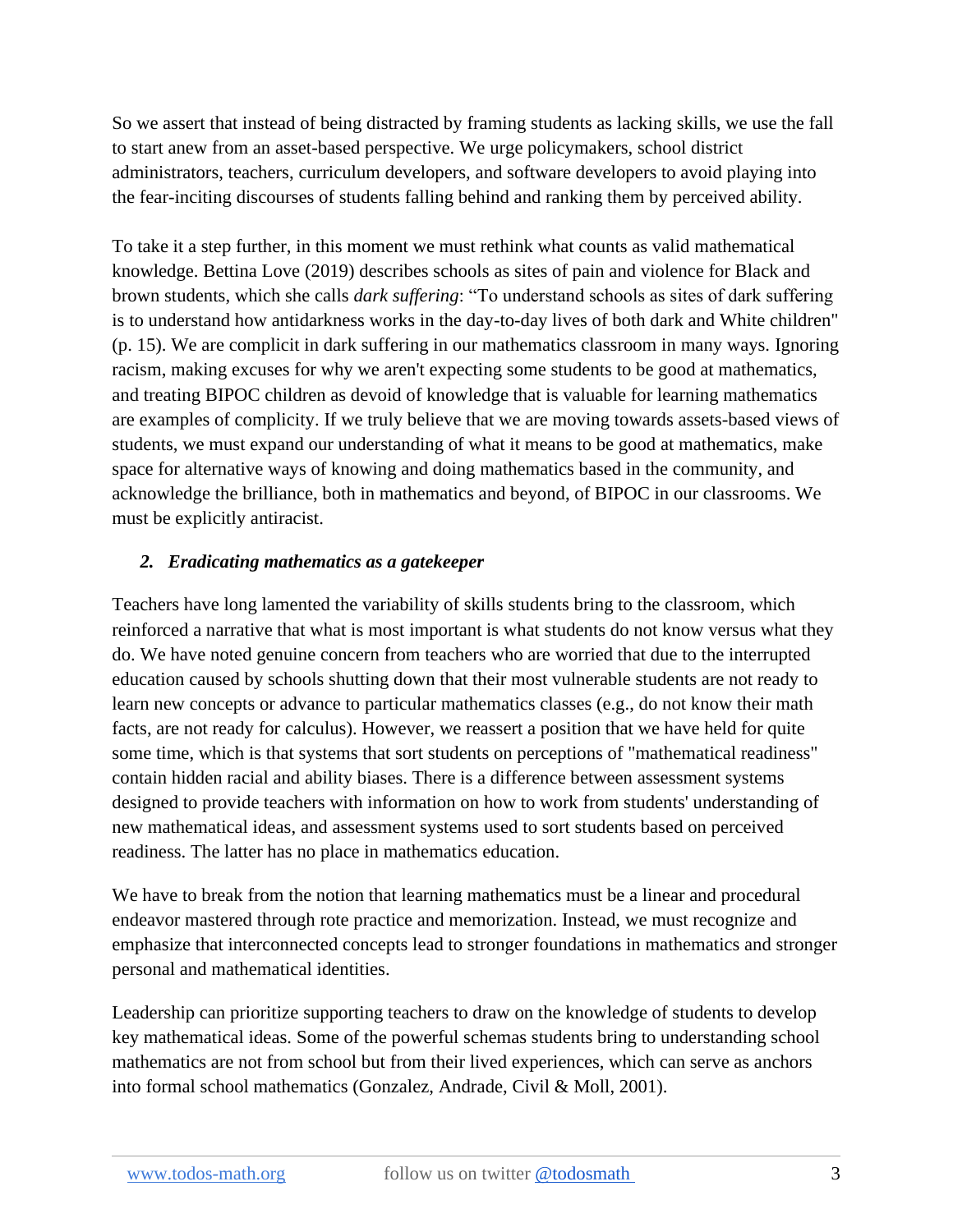So we assert that instead of being distracted by framing students as lacking skills, we use the fall to start anew from an asset-based perspective. We urge policymakers, school district administrators, teachers, curriculum developers, and software developers to avoid playing into the fear-inciting discourses of students falling behind and ranking them by perceived ability.

To take it a step further, in this moment we must rethink what counts as valid mathematical knowledge. Bettina Love (2019) describes schools as sites of pain and violence for Black and brown students, which she calls *dark suffering*: "To understand schools as sites of dark suffering is to understand how antidarkness works in the day-to-day lives of both dark and White children" (p. 15). We are complicit in dark suffering in our mathematics classroom in many ways. Ignoring racism, making excuses for why we aren't expecting some students to be good at mathematics, and treating BIPOC children as devoid of knowledge that is valuable for learning mathematics are examples of complicity. If we truly believe that we are moving towards assets-based views of students, we must expand our understanding of what it means to be good at mathematics, make space for alternative ways of knowing and doing mathematics based in the community, and acknowledge the brilliance, both in mathematics and beyond, of BIPOC in our classrooms. We must be explicitly antiracist.

### *2. Eradicating mathematics as a gatekeeper*

Teachers have long lamented the variability of skills students bring to the classroom, which reinforced a narrative that what is most important is what students do not know versus what they do. We have noted genuine concern from teachers who are worried that due to the interrupted education caused by schools shutting down that their most vulnerable students are not ready to learn new concepts or advance to particular mathematics classes (e.g., do not know their math facts, are not ready for calculus). However, we reassert a position that we have held for quite some time, which is that systems that sort students on perceptions of "mathematical readiness" contain hidden racial and ability biases. There is a difference between assessment systems designed to provide teachers with information on how to work from students' understanding of new mathematical ideas, and assessment systems used to sort students based on perceived readiness. The latter has no place in mathematics education.

We have to break from the notion that learning mathematics must be a linear and procedural endeavor mastered through rote practice and memorization. Instead, we must recognize and emphasize that interconnected concepts lead to stronger foundations in mathematics and stronger personal and mathematical identities.

Leadership can prioritize supporting teachers to draw on the knowledge of students to develop key mathematical ideas. Some of the powerful schemas students bring to understanding school mathematics are not from school but from their lived experiences, which can serve as anchors into formal school mathematics (Gonzalez, Andrade, Civil & Moll, 2001).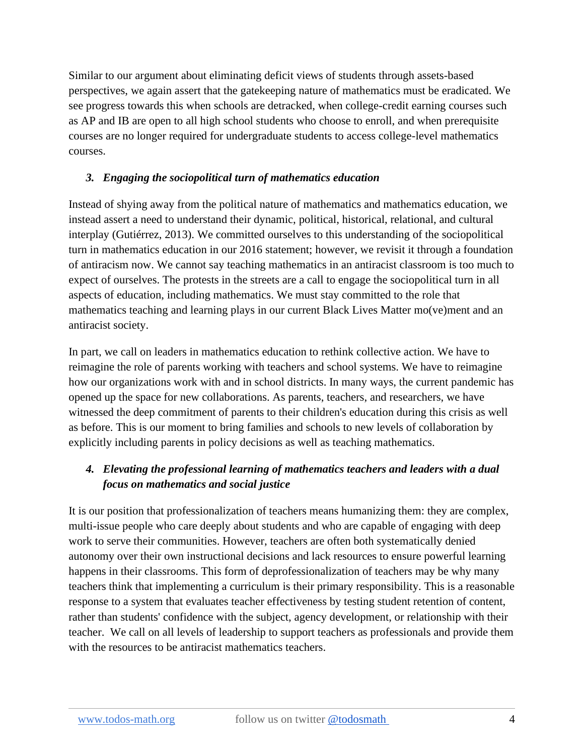Similar to our argument about eliminating deficit views of students through assets-based perspectives, we again assert that the gatekeeping nature of mathematics must be eradicated. We see progress towards this when schools are detracked, when college-credit earning courses such as AP and IB are open to all high school students who choose to enroll, and when prerequisite courses are no longer required for undergraduate students to access college-level mathematics courses.

### *3. Engaging the sociopolitical turn of mathematics education*

Instead of shying away from the political nature of mathematics and mathematics education, we instead assert a need to understand their dynamic, political, historical, relational, and cultural interplay (Gutiérrez, 2013). We committed ourselves to this understanding of the sociopolitical turn in mathematics education in our 2016 statement; however, we revisit it through a foundation of antiracism now. We cannot say teaching mathematics in an antiracist classroom is too much to expect of ourselves. The protests in the streets are a call to engage the sociopolitical turn in all aspects of education, including mathematics. We must stay committed to the role that mathematics teaching and learning plays in our current Black Lives Matter mo(ve)ment and an antiracist society.

In part, we call on leaders in mathematics education to rethink collective action. We have to reimagine the role of parents working with teachers and school systems. We have to reimagine how our organizations work with and in school districts. In many ways, the current pandemic has opened up the space for new collaborations. As parents, teachers, and researchers, we have witnessed the deep commitment of parents to their children's education during this crisis as well as before. This is our moment to bring families and schools to new levels of collaboration by explicitly including parents in policy decisions as well as teaching mathematics.

### *4. Elevating the professional learning of mathematics teachers and leaders with a dual focus on mathematics and social justice*

It is our position that professionalization of teachers means humanizing them: they are complex, multi-issue people who care deeply about students and who are capable of engaging with deep work to serve their communities. However, teachers are often both systematically denied autonomy over their own instructional decisions and lack resources to ensure powerful learning happens in their classrooms. This form of deprofessionalization of teachers may be why many teachers think that implementing a curriculum is their primary responsibility. This is a reasonable response to a system that evaluates teacher effectiveness by testing student retention of content, rather than students' confidence with the subject, agency development, or relationship with their teacher. We call on all levels of leadership to support teachers as professionals and provide them with the resources to be antiracist mathematics teachers.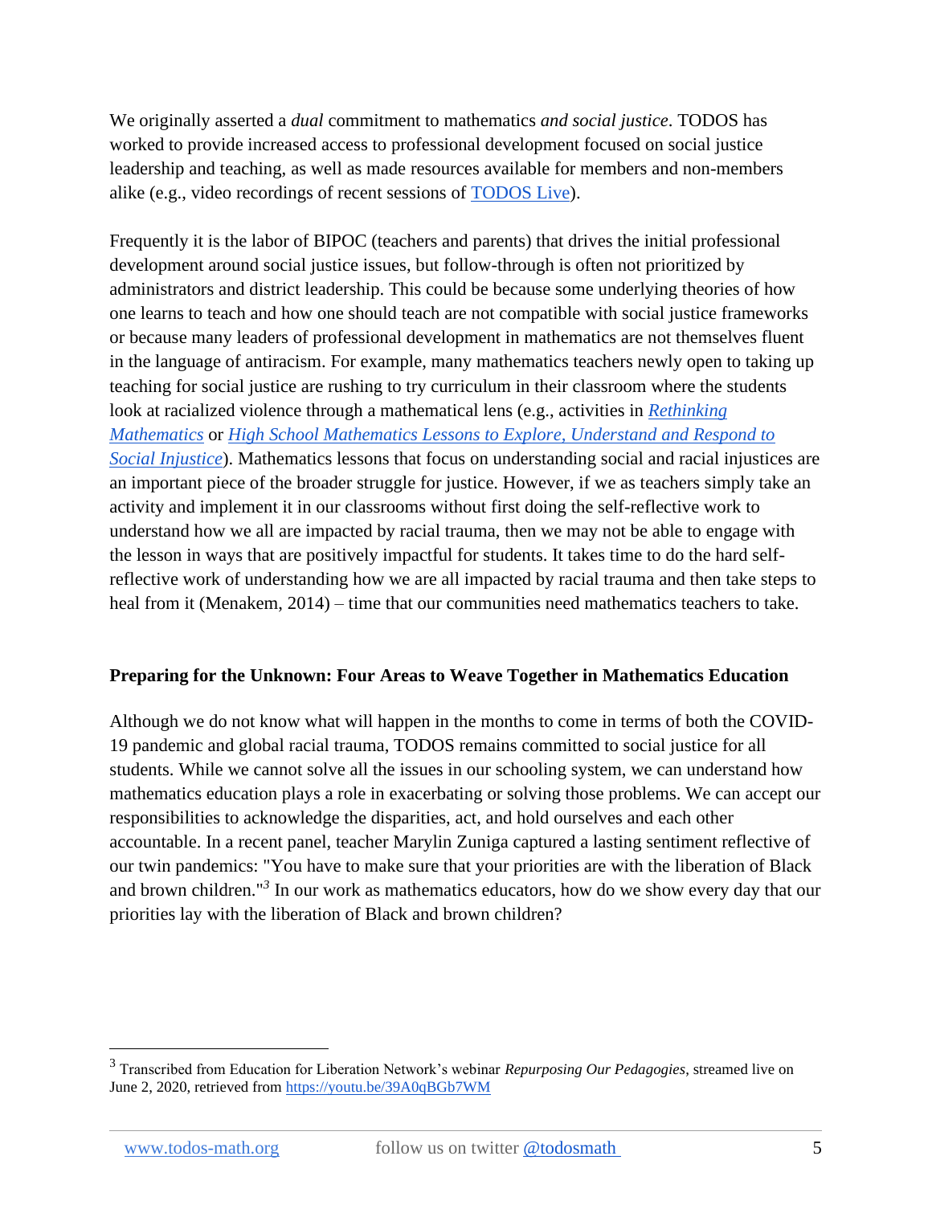We originally asserted a *dual* commitment to mathematics *and social justice*. TODOS has worked to provide increased access to professional development focused on social justice leadership and teaching, as well as made resources available for members and non-members alike (e.g., video recordings of recent sessions of [TODOS Live](TODOS Live)).

Frequently it is the labor of BIPOC (teachers and parents) that drives the initial professional development around social justice issues, but follow-through is often not prioritized by administrators and district leadership. This could be because some underlying theories of how one learns to teach and how one should teach are not compatible with social justice frameworks or because many leaders of professional development in mathematics are not themselves fluent in the language of antiracism. For example, many mathematics teachers newly open to taking up teaching for social justice are rushing to try curriculum in their classroom where the students look at racialized violence through a mathematical lens (e.g., activities in ***Rethinking Mathematics*** or ***High School Mathematics Lessons to Explore, Understand and Respond to Social Injustice***). Mathematics lessons that focus on understanding social and racial injustices are an important piece of the broader struggle for justice. However, if we as teachers simply take an activity and implement it in our classrooms without first doing the self-reflective work to understand how we all are impacted by racial trauma, then we may not be able to engage with the lesson in ways that are positively impactful for students. It takes time to do the hard self-reflective work of understanding how we are all impacted by racial trauma and then take steps to heal from it (Menakem, 2014) – time that our communities need mathematics teachers to take.

**Preparing for the Unknown: Four Areas to Weave Together in Mathematics Education**

Although we do not know what will happen in the months to come in terms of both the COVID-19 pandemic and global racial trauma, TODOS remains committed to social justice for all students. While we cannot solve all the issues in our schooling system, we can understand how mathematics education plays a role in exacerbating or solving those problems. We can accept our responsibilities to acknowledge the disparities, act, and hold ourselves and each other accountable. In a recent panel, teacher Marylin Zuniga captured a lasting sentiment reflective of our twin pandemics: "You have to make sure that your priorities are with the liberation of Black and brown children."[3] In our work as mathematics educators, how do we show every day that our priorities lay with the liberation of Black and brown children?

---

[3] Transcribed from Education for Liberation Network's webinar *Repurposing Our Pedagogies*, streamed live on June 2, 2020, retrieved from https://youtu.be/39A0qBGb7WM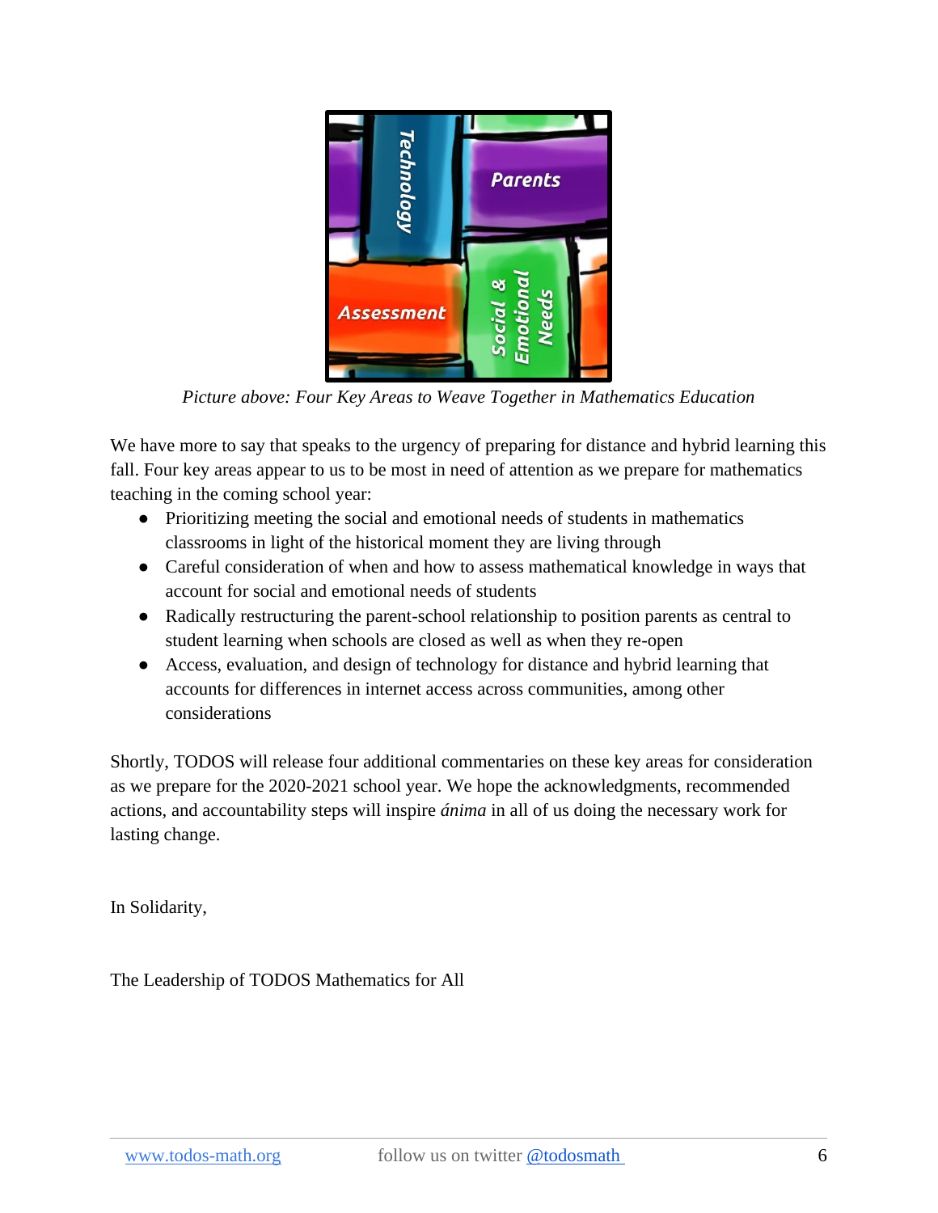*Picture above: Four Key Areas to Weave Together in Mathematics Education*

We have more to say that speaks to the urgency of preparing for distance and hybrid learning this fall. Four key areas appear to us to be most in need of attention as we prepare for mathematics teaching in the coming school year:

- Prioritizing meeting the social and emotional needs of students in mathematics classrooms in light of the historical moment they are living through
- Careful consideration of when and how to assess mathematical knowledge in ways that account for social and emotional needs of students
- Radically restructuring the parent-school relationship to position parents as central to student learning when schools are closed as well as when they re-open
- Access, evaluation, and design of technology for distance and hybrid learning that accounts for differences in internet access across communities, among other considerations

Shortly, TODOS will release four additional commentaries on these key areas for consideration as we prepare for the 2020-2021 school year. We hope the acknowledgments, recommended actions, and accountability steps will inspire *ánima* in all of us doing the necessary work for lasting change.

In Solidarity,

The Leadership of TODOS Mathematics for All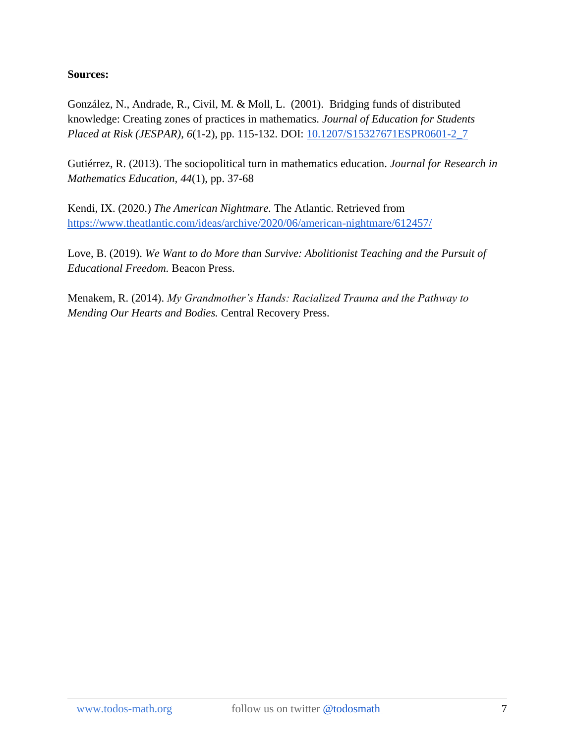**Sources:**

González, N., Andrade, R., Civil, M. & Moll, L. (2001). Bridging funds of distributed knowledge: Creating zones of practices in mathematics. *Journal of Education for Students Placed at Risk (JESPAR)*, *6*(1-2), pp. 115-132. DOI: [10.1207/S15327671ESPR0601-2_7](https://doi.org/10.1207/S15327671ESPR0601-2_7)

Gutiérrez, R. (2013). The sociopolitical turn in mathematics education. *Journal for Research in Mathematics Education, 44*(1), pp. 37-68

Kendi, IX. (2020.) *The American Nightmare.* The Atlantic. Retrieved from [https://www.theatlantic.com/ideas/archive/2020/06/american-nightmare/612457/](https://www.theatlantic.com/ideas/archive/2020/06/american-nightmare/612457/)

Love, B. (2019). *We Want to do More than Survive: Abolitionist Teaching and the Pursuit of Educational Freedom.* Beacon Press.

Menakem, R. (2014). *My Grandmother's Hands: Racialized Trauma and the Pathway to Mending Our Hearts and Bodies.* Central Recovery Press.